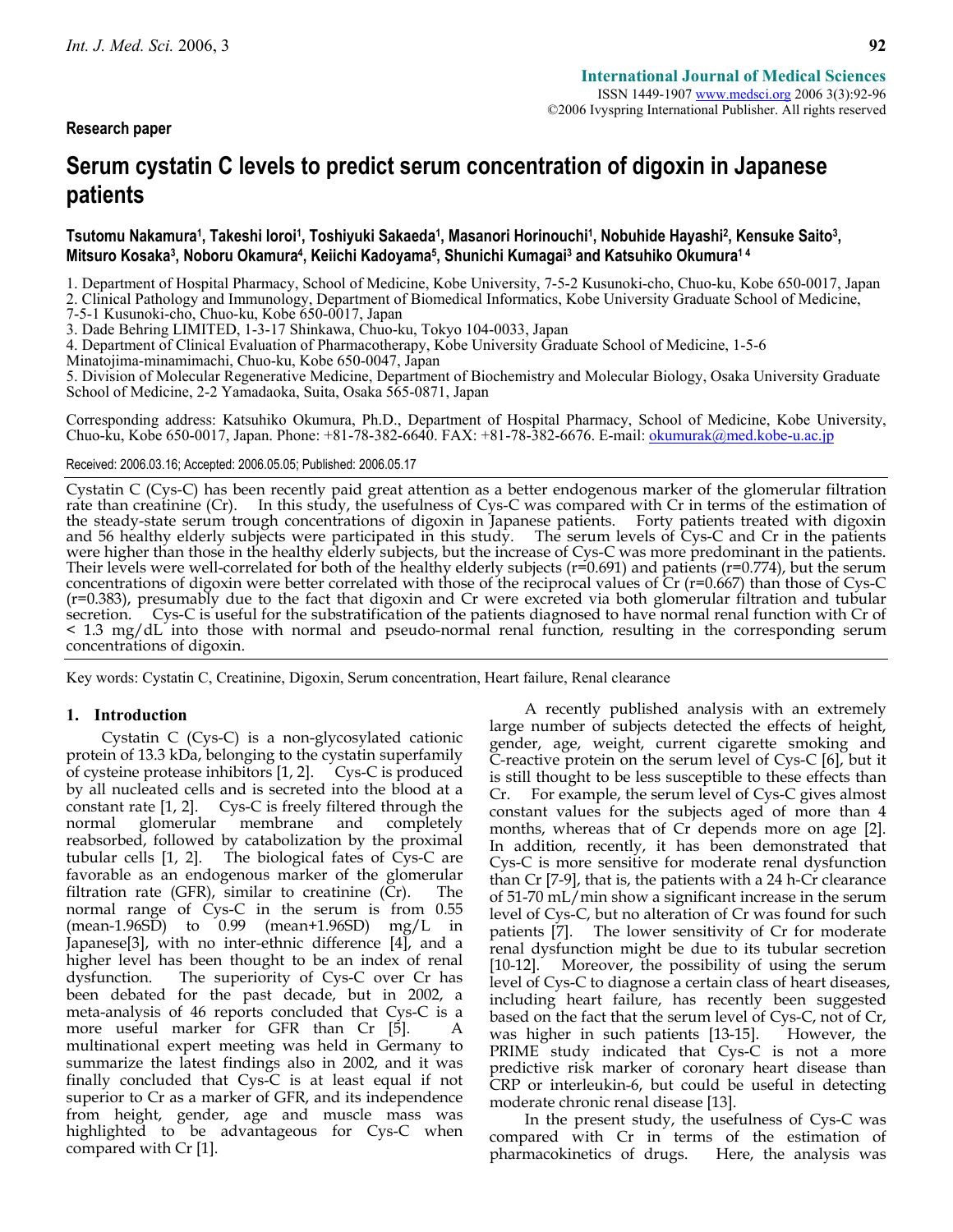**Research paper**

# Serum cystatin C levels to predict serum concentration of digoxin in Japanese patients

**Tsutomu Nakamura[1], Takeshi Ioroi[1], Toshiyuki Sakaeda[1], Masanori Horinouchi[1], Nobuhide Hayashi[2], Kensuke Saito[3], Mitsuro Kosaka[3], Noboru Okamura[4], Keiichi Kadoyama[5], Shunichi Kumagai[3] and Katsuhiko Okumura[1 4]**

1. Department of Hospital Pharmacy, School of Medicine, Kobe University, 7-5-2 Kusunoki-cho, Chuo-ku, Kobe 650-0017, Japan
2. Clinical Pathology and Immunology, Department of Biomedical Informatics, Kobe University Graduate School of Medicine, 7-5-1 Kusunoki-cho, Chuo-ku, Kobe 650-0017, Japan
3. Dade Behring LIMITED, 1-3-17 Shinkawa, Chuo-ku, Tokyo 104-0033, Japan
4. Department of Clinical Evaluation of Pharmacotherapy, Kobe University Graduate School of Medicine, 1-5-6 Minatojima-minamimachi, Chuo-ku, Kobe 650-0047, Japan
5. Division of Molecular Regenerative Medicine, Department of Biochemistry and Molecular Biology, Osaka University Graduate School of Medicine, 2-2 Yamadaoka, Suita, Osaka 565-0871, Japan

Corresponding address: Katsuhiko Okumura, Ph.D., Department of Hospital Pharmacy, School of Medicine, Kobe University, Chuo-ku, Kobe 650-0017, Japan. Phone: +81-78-382-6640. FAX: +81-78-382-6676. E-mail: okumurak@med.kobe-u.ac.jp

Received: 2006.03.16; Accepted: 2006.05.05; Published: 2006.05.17

Cystatin C (Cys-C) has been recently paid great attention as a better endogenous marker of the glomerular filtration rate than creatinine (Cr). In this study, the usefulness of Cys-C was compared with Cr in terms of the estimation of the steady-state serum trough concentrations of digoxin in Japanese patients. Forty patients treated with digoxin and 56 healthy elderly subjects were participated in this study. The serum levels of Cys-C and Cr in the patients were higher than those in the healthy elderly subjects, but the increase of Cys-C was more predominant in the patients. Their levels were well-correlated for both of the healthy elderly subjects (r=0.691) and patients (r=0.774), but the serum concentrations of digoxin were better correlated with those of the reciprocal values of Cr (r=0.667) than those of Cys-C (r=0.383), presumably due to the fact that digoxin and Cr were excreted via both glomerular filtration and tubular secretion. Cys-C is useful for the substratification of the patients diagnosed to have normal renal function with Cr of < 1.3 mg/dL into those with normal and pseudo-normal renal function, resulting in the corresponding serum concentrations of digoxin.

Key words: Cystatin C, Creatinine, Digoxin, Serum concentration, Heart failure, Renal clearance

## 1. Introduction

Cystatin C (Cys-C) is a non-glycosylated cationic protein of 13.3 kDa, belonging to the cystatin superfamily of cysteine protease inhibitors [1, 2]. Cys-C is produced by all nucleated cells and is secreted into the blood at a constant rate [1, 2]. Cys-C is freely filtered through the normal glomerular membrane and completely reabsorbed, followed by catabolization by the proximal tubular cells [1, 2]. The biological fates of Cys-C are favorable as an endogenous marker of the glomerular filtration rate (GFR), similar to creatinine (Cr). The normal range of Cys-C in the serum is from 0.55 (mean-1.96SD) to 0.99 (mean+1.96SD) mg/L in Japanese[3], with no inter-ethnic difference [4], and a higher level has been thought to be an index of renal dysfunction. The superiority of Cys-C over Cr has been debated for the past decade, but in 2002, a meta-analysis of 46 reports concluded that Cys-C is a more useful marker for GFR than Cr [5]. A multinational expert meeting was held in Germany to summarize the latest findings also in 2002, and it was finally concluded that Cys-C is at least equal if not superior to Cr as a marker of GFR, and its independence from height, gender, age and muscle mass was highlighted to be advantageous for Cys-C when compared with Cr [1].

A recently published analysis with an extremely large number of subjects detected the effects of height, gender, age, weight, current cigarette smoking and C-reactive protein on the serum level of Cys-C [6], but it is still thought to be less susceptible to these effects than Cr. For example, the serum level of Cys-C gives almost constant values for the subjects aged of more than 4 months, whereas that of Cr depends more on age [2]. In addition, recently, it has been demonstrated that Cys-C is more sensitive for moderate renal dysfunction than Cr [7-9], that is, the patients with a 24 h-Cr clearance of 51-70 mL/min show a significant increase in the serum level of Cys-C, but no alteration of Cr was found for such patients [7]. The lower sensitivity of Cr for moderate renal dysfunction might be due to its tubular secretion [10-12]. Moreover, the possibility of using the serum level of Cys-C to diagnose a certain class of heart diseases, including heart failure, has recently been suggested based on the fact that the serum level of Cys-C, not of Cr, was higher in such patients [13-15]. However, the PRIME study indicated that Cys-C is not a more predictive risk marker of coronary heart disease than CRP or interleukin-6, but could be useful in detecting moderate chronic renal disease [13].

In the present study, the usefulness of Cys-C was compared with Cr in terms of the estimation of pharmacokinetics of drugs. Here, the analysis was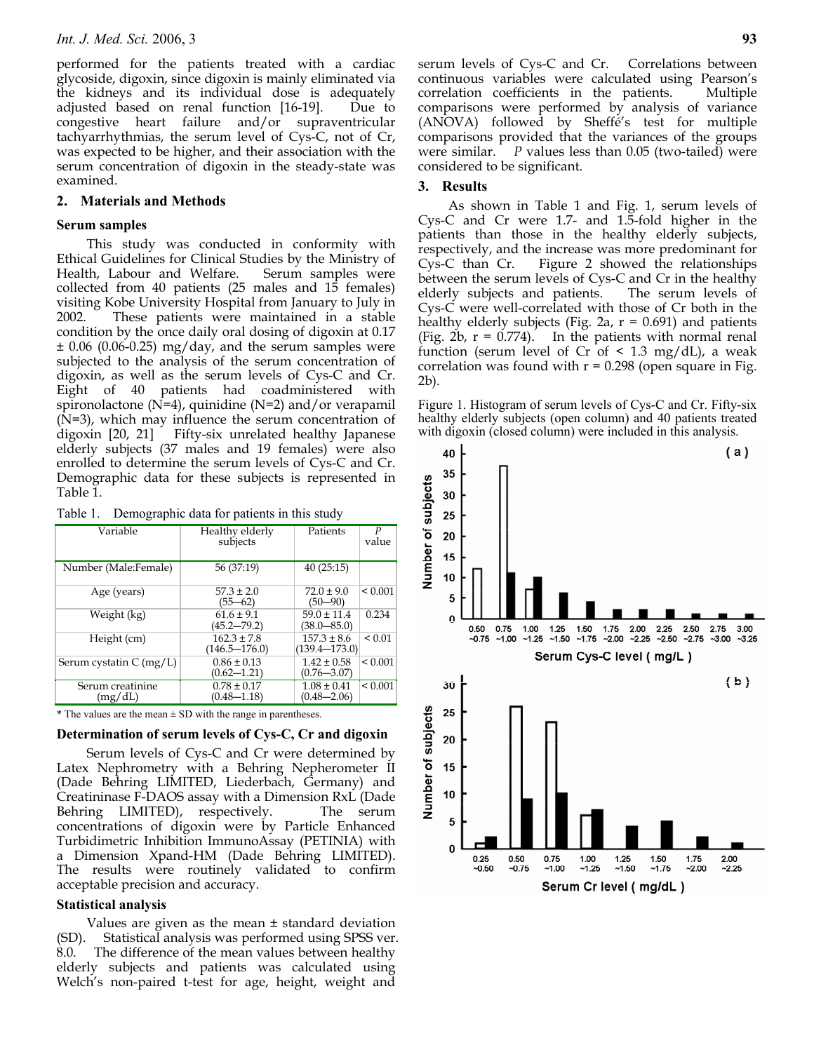performed for the patients treated with a cardiac glycoside, digoxin, since digoxin is mainly eliminated via the kidneys and its individual dose is adequately adjusted based on renal function [16-19]. Due to congestive heart failure and/or supraventricular tachyarrhythmias, the serum level of Cys-C, not of Cr, was expected to be higher, and their association with the serum concentration of digoxin in the steady-state was examined.

## 2. Materials and Methods

### Serum samples

This study was conducted in conformity with Ethical Guidelines for Clinical Studies by the Ministry of Health, Labour and Welfare. Serum samples were collected from 40 patients (25 males and 15 females) visiting Kobe University Hospital from January to July in 2002. These patients were maintained in a stable condition by the once daily oral dosing of digoxin at 0.17 ± 0.06 (0.06-0.25) mg/day, and the serum samples were subjected to the analysis of the serum concentration of digoxin, as well as the serum levels of Cys-C and Cr. Eight of 40 patients had coadministered with spironolactone (N=4), quinidine (N=2) and/or verapamil (N=3), which may influence the serum concentration of digoxin [20, 21] Fifty-six unrelated healthy Japanese elderly subjects (37 males and 19 females) were also enrolled to determine the serum levels of Cys-C and Cr. Demographic data for these subjects is represented in Table 1.

Table 1. Demographic data for patients in this study

| Variable | Healthy elderly subjects | Patients | *P* value |
|---|---|---|---|
| Number (Male:Female) | 56 (37:19) | 40 (25:15) | |
| Age (years) | 57.3 ± 2.0 (55—62) | 72.0 ± 9.0 (50—90) | < 0.001 |
| Weight (kg) | 61.6 ± 9.1 (45.2—79.2) | 59.0 ± 11.4 (38.0—85.0) | 0.234 |
| Height (cm) | 162.3 ± 7.8 (146.5—176.0) | 157.3 ± 8.6 (139.4—173.0) | < 0.01 |
| Serum cystatin C (mg/L) | 0.86 ± 0.13 (0.62—1.21) | 1.42 ± 0.58 (0.76—3.07) | < 0.001 |
| Serum creatinine (mg/dL) | 0.78 ± 0.17 (0.48—1.18) | 1.08 ± 0.41 (0.48—2.06) | < 0.001 |

* The values are the mean ± SD with the range in parentheses.

### Determination of serum levels of Cys-C, Cr and digoxin

Serum levels of Cys-C and Cr were determined by Latex Nephrometry with a Behring Nepherometer II (Dade Behring LIMITED, Liederbach, Germany) and Creatininase F-DAOS assay with a Dimension RxL (Dade Behring LIMITED), respectively. The serum concentrations of digoxin were by Particle Enhanced Turbidimetric Inhibition ImmunoAssay (PETINIA) with a Dimension Xpand-HM (Dade Behring LIMITED). The results were routinely validated to confirm acceptable precision and accuracy.

### Statistical analysis

Values are given as the mean ± standard deviation (SD). Statistical analysis was performed using SPSS ver. 8.0. The difference of the mean values between healthy elderly subjects and patients was calculated using Welch's non-paired t-test for age, height, weight and serum levels of Cys-C and Cr. Correlations between continuous variables were calculated using Pearson's correlation coefficients in the patients. Multiple comparisons were performed by analysis of variance (ANOVA) followed by Sheffé's test for multiple comparisons provided that the variances of the groups were similar. *P* values less than 0.05 (two-tailed) were considered to be significant.

## 3. Results

As shown in Table 1 and Fig. 1, serum levels of Cys-C and Cr were 1.7- and 1.5-fold higher in the patients than those in the healthy elderly subjects, respectively, and the increase was more predominant for Cys-C than Cr. Figure 2 showed the relationships between the serum levels of Cys-C and Cr in the healthy elderly subjects and patients. The serum levels of Cys-C were well-correlated with those of Cr both in the healthy elderly subjects (Fig. 2a, $r = 0.691$) and patients (Fig. 2b, $r = 0.774$). In the patients with normal renal function (serum level of Cr of < 1.3 mg/dL), a weak correlation was found with $r = 0.298$ (open square in Fig. 2b).

Figure 1. Histogram of serum levels of Cys-C and Cr. Fifty-six healthy elderly subjects (open column) and 40 patients treated with digoxin (closed column) were included in this analysis.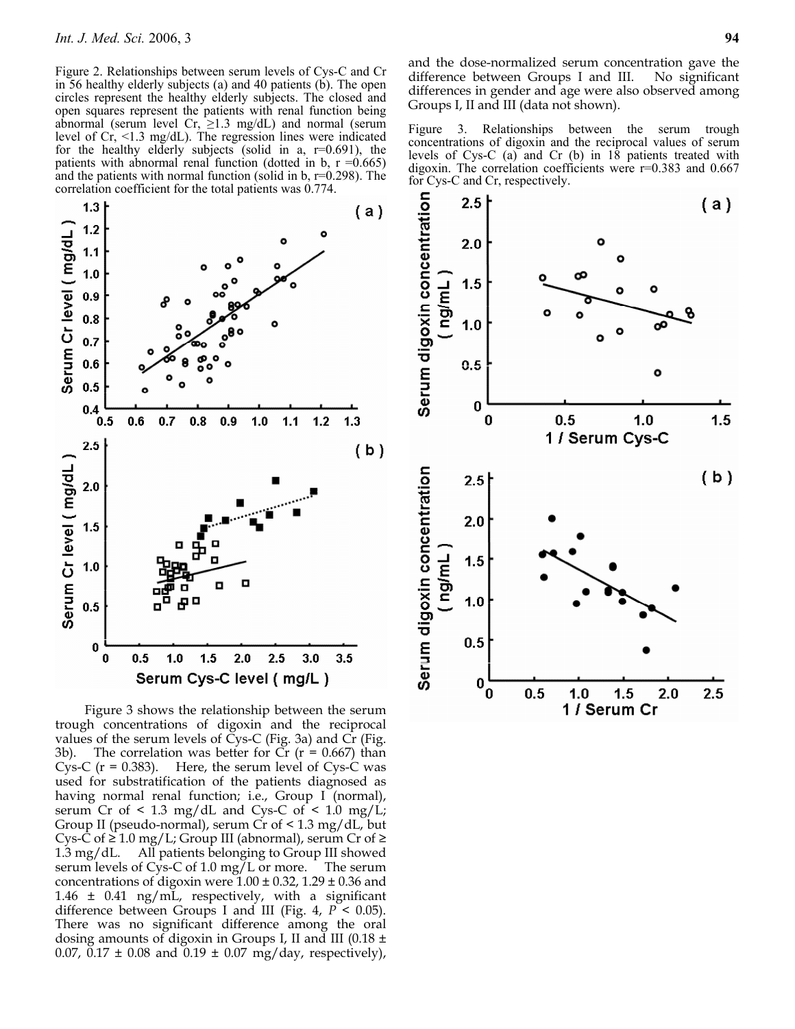Figure 2. Relationships between serum levels of Cys-C and Cr in 56 healthy elderly subjects (a) and 40 patients (b). The open circles represent the healthy elderly subjects. The closed and open squares represent the patients with renal function being abnormal (serum level Cr, ≥1.3 mg/dL) and normal (serum level of Cr, <1.3 mg/dL). The regression lines were indicated for the healthy elderly subjects (solid in a, r=0.691), the patients with abnormal renal function (dotted in b, r =0.665) and the patients with normal function (solid in b, r=0.298). The correlation coefficient for the total patients was 0.774.

Figure 3 shows the relationship between the serum trough concentrations of digoxin and the reciprocal values of the serum levels of Cys-C (Fig. 3a) and Cr (Fig. 3b). The correlation was better for Cr (r = 0.667) than Cys-C (r = 0.383). Here, the serum level of Cys-C was used for substratification of the patients diagnosed as having normal renal function; i.e., Group I (normal), serum Cr of < 1.3 mg/dL and Cys-C of < 1.0 mg/L; Group II (pseudo-normal), serum Cr of < 1.3 mg/dL, but Cys-C of ≥ 1.0 mg/L; Group III (abnormal), serum Cr of ≥ 1.3 mg/dL. All patients belonging to Group III showed serum levels of Cys-C of 1.0 mg/L or more. The serum concentrations of digoxin were 1.00 ± 0.32, 1.29 ± 0.36 and 1.46 ± 0.41 ng/mL, respectively, with a significant difference between Groups I and III (Fig. 4, $P < 0.05$). There was no significant difference among the oral dosing amounts of digoxin in Groups I, II and III (0.18 ± 0.07, 0.17 ± 0.08 and 0.19 ± 0.07 mg/day, respectively), and the dose-normalized serum concentration gave the difference between Groups I and III. No significant differences in gender and age were also observed among Groups I, II and III (data not shown).

Figure 3. Relationships between the serum trough concentrations of digoxin and the reciprocal values of serum levels of Cys-C (a) and Cr (b) in 18 patients treated with digoxin. The correlation coefficients were r=0.383 and 0.667 for Cys-C and Cr, respectively.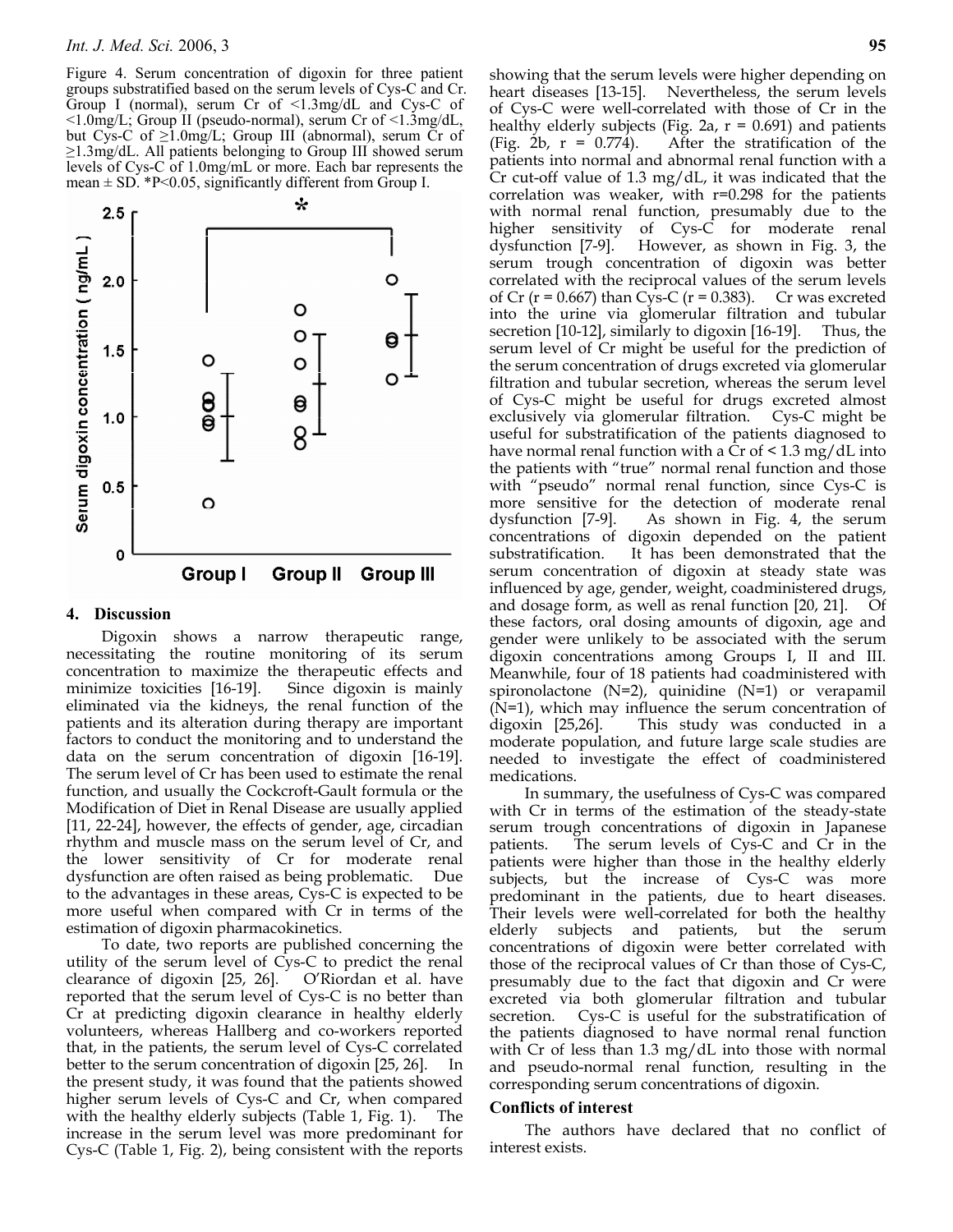Figure 4. Serum concentration of digoxin for three patient groups substratified based on the serum levels of Cys-C and Cr. Group I (normal), serum Cr of <1.3mg/dL and Cys-C of <1.0mg/L; Group II (pseudo-normal), serum Cr of <1.3mg/dL, but Cys-C of ≥1.0mg/L; Group III (abnormal), serum Cr of ≥1.3mg/dL. All patients belonging to Group III showed serum levels of Cys-C of 1.0mg/mL or more. Each bar represents the mean ± SD. *P<0.05, significantly different from Group I.

## 4. Discussion

Digoxin shows a narrow therapeutic range, necessitating the routine monitoring of its serum concentration to maximize the therapeutic effects and minimize toxicities [16-19]. Since digoxin is mainly eliminated via the kidneys, the renal function of the patients and its alteration during therapy are important factors to conduct the monitoring and to understand the data on the serum concentration of digoxin [16-19]. The serum level of Cr has been used to estimate the renal function, and usually the Cockcroft-Gault formula or the Modification of Diet in Renal Disease are usually applied [11, 22-24], however, the effects of gender, age, circadian rhythm and muscle mass on the serum level of Cr, and the lower sensitivity of Cr for moderate renal dysfunction are often raised as being problematic. Due to the advantages in these areas, Cys-C is expected to be more useful when compared with Cr in terms of the estimation of digoxin pharmacokinetics.

To date, two reports are published concerning the utility of the serum level of Cys-C to predict the renal clearance of digoxin [25, 26]. O'Riordan et al. have reported that the serum level of Cys-C is no better than Cr at predicting digoxin clearance in healthy elderly volunteers, whereas Hallberg and co-workers reported that, in the patients, the serum level of Cys-C correlated better to the serum concentration of digoxin [25, 26]. In the present study, it was found that the patients showed higher serum levels of Cys-C and Cr, when compared with the healthy elderly subjects (Table 1, Fig. 1). The increase in the serum level was more predominant for Cys-C (Table 1, Fig. 2), being consistent with the reports showing that the serum levels were higher depending on heart diseases [13-15]. Nevertheless, the serum levels of Cys-C were well-correlated with those of Cr in the healthy elderly subjects (Fig. 2a, r = 0.691) and patients (Fig. 2b, r = 0.774). After the stratification of the patients into normal and abnormal renal function with a Cr cut-off value of 1.3 mg/dL, it was indicated that the correlation was weaker, with r=0.298 for the patients with normal renal function, presumably due to the higher sensitivity of Cys-C for moderate renal dysfunction [7-9]. However, as shown in Fig. 3, the serum trough concentration of digoxin was better correlated with the reciprocal values of the serum levels of Cr (r = 0.667) than Cys-C (r = 0.383). Cr was excreted into the urine via glomerular filtration and tubular secretion [10-12], similarly to digoxin [16-19]. Thus, the serum level of Cr might be useful for the prediction of the serum concentration of drugs excreted via glomerular filtration and tubular secretion, whereas the serum level of Cys-C might be useful for drugs excreted almost exclusively via glomerular filtration. Cys-C might be useful for substratification of the patients diagnosed to have normal renal function with a Cr of < 1.3 mg/dL into the patients with "true" normal renal function and those with "pseudo" normal renal function, since Cys-C is more sensitive for the detection of moderate renal dysfunction [7-9]. As shown in Fig. 4, the serum concentrations of digoxin depended on the patient substratification. It has been demonstrated that the serum concentration of digoxin at steady state was influenced by age, gender, weight, coadministered drugs, and dosage form, as well as renal function [20, 21]. Of these factors, oral dosing amounts of digoxin, age and gender were unlikely to be associated with the serum digoxin concentrations among Groups I, II and III. Meanwhile, four of 18 patients had coadministered with spironolactone (N=2), quinidine (N=1) or verapamil (N=1), which may influence the serum concentration of digoxin [25,26]. This study was conducted in a moderate population, and future large scale studies are needed to investigate the effect of coadministered medications.

In summary, the usefulness of Cys-C was compared with Cr in terms of the estimation of the steady-state serum trough concentrations of digoxin in Japanese patients. The serum levels of Cys-C and Cr in the patients were higher than those in the healthy elderly subjects, but the increase of Cys-C was more predominant in the patients, due to heart diseases. Their levels were well-correlated for both the healthy elderly subjects and patients, but the serum concentrations of digoxin were better correlated with those of the reciprocal values of Cr than those of Cys-C, presumably due to the fact that digoxin and Cr were excreted via both glomerular filtration and tubular secretion. Cys-C is useful for the substratification of the patients diagnosed to have normal renal function with Cr of less than 1.3 mg/dL into those with normal and pseudo-normal renal function, resulting in the corresponding serum concentrations of digoxin.

### Conflicts of interest

The authors have declared that no conflict of interest exists.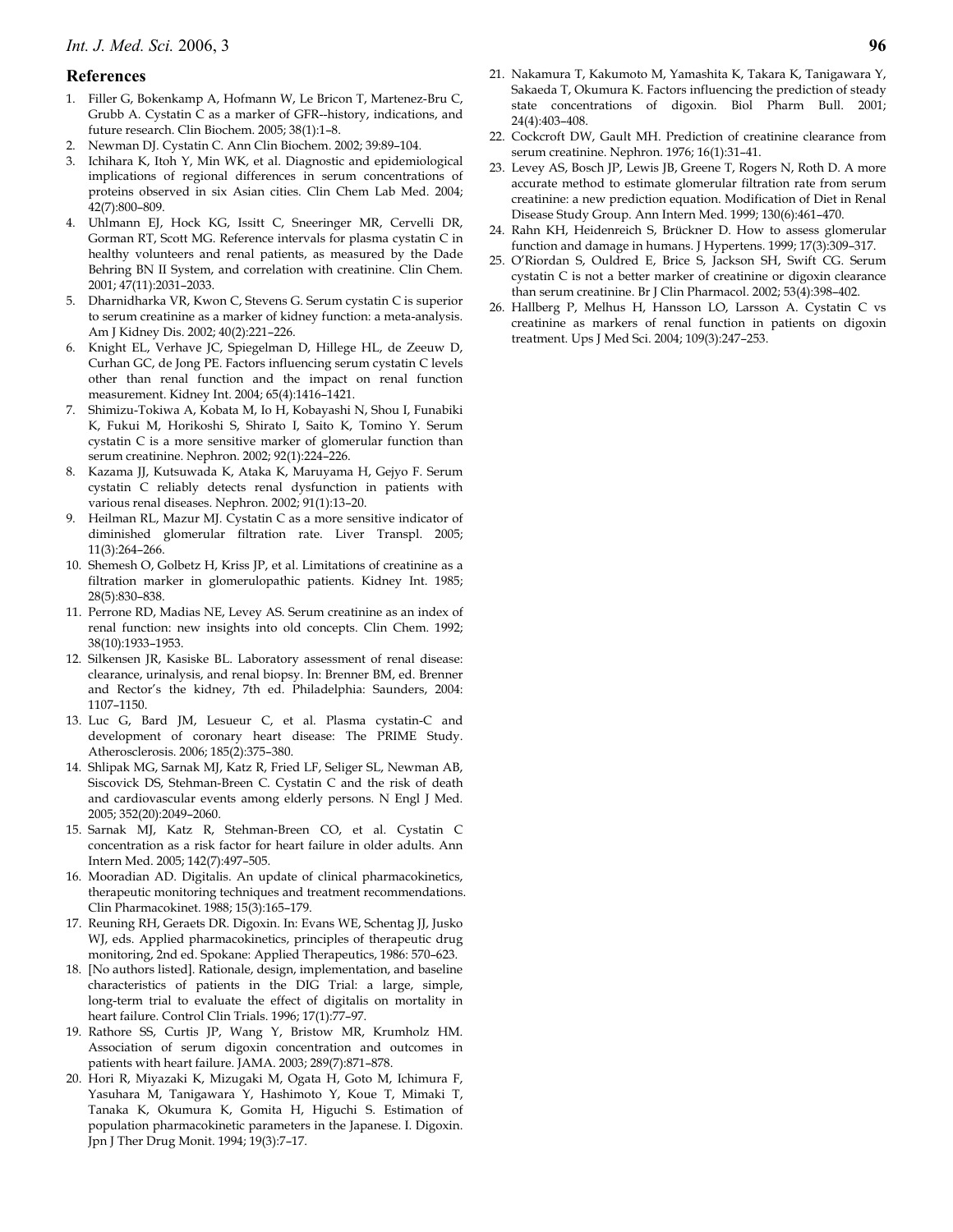## References

1. Filler G, Bokenkamp A, Hofmann W, Le Bricon T, Martenez-Bru C, Grubb A. Cystatin C as a marker of GFR--history, indications, and future research. Clin Biochem. 2005; 38(1):1–8.
2. Newman DJ. Cystatin C. Ann Clin Biochem. 2002; 39:89–104.
3. Ichihara K, Itoh Y, Min WK, et al. Diagnostic and epidemiological implications of regional differences in serum concentrations of proteins observed in six Asian cities. Clin Chem Lab Med. 2004; 42(7):800–809.
4. Uhlmann EJ, Hock KG, Issitt C, Sneeringer MR, Cervelli DR, Gorman RT, Scott MG. Reference intervals for plasma cystatin C in healthy volunteers and renal patients, as measured by the Dade Behring BN II System, and correlation with creatinine. Clin Chem. 2001; 47(11):2031–2033.
5. Dharnidharka VR, Kwon C, Stevens G. Serum cystatin C is superior to serum creatinine as a marker of kidney function: a meta-analysis. Am J Kidney Dis. 2002; 40(2):221–226.
6. Knight EL, Verhave JC, Spiegelman D, Hillege HL, de Zeeuw D, Curhan GC, de Jong PE. Factors influencing serum cystatin C levels other than renal function and the impact on renal function measurement. Kidney Int. 2004; 65(4):1416–1421.
7. Shimizu-Tokiwa A, Kobata M, Io H, Kobayashi N, Shou I, Funabiki K, Fukui M, Horikoshi S, Shirato I, Saito K, Tomino Y. Serum cystatin C is a more sensitive marker of glomerular function than serum creatinine. Nephron. 2002; 92(1):224–226.
8. Kazama JJ, Kutsuwada K, Ataka K, Maruyama H, Gejyo F. Serum cystatin C reliably detects renal dysfunction in patients with various renal diseases. Nephron. 2002; 91(1):13–20.
9. Heilman RL, Mazur MJ. Cystatin C as a more sensitive indicator of diminished glomerular filtration rate. Liver Transpl. 2005; 11(3):264–266.
10. Shemesh O, Golbetz H, Kriss JP, et al. Limitations of creatinine as a filtration marker in glomerulopathic patients. Kidney Int. 1985; 28(5):830–838.
11. Perrone RD, Madias NE, Levey AS. Serum creatinine as an index of renal function: new insights into old concepts. Clin Chem. 1992; 38(10):1933–1953.
12. Silkensen JR, Kasiske BL. Laboratory assessment of renal disease: clearance, urinalysis, and renal biopsy. In: Brenner BM, ed. Brenner and Rector's the kidney, 7th ed. Philadelphia: Saunders, 2004: 1107–1150.
13. Luc G, Bard JM, Lesueur C, et al. Plasma cystatin-C and development of coronary heart disease: The PRIME Study. Atherosclerosis. 2006; 185(2):375–380.
14. Shlipak MG, Sarnak MJ, Katz R, Fried LF, Seliger SL, Newman AB, Siscovick DS, Stehman-Breen C. Cystatin C and the risk of death and cardiovascular events among elderly persons. N Engl J Med. 2005; 352(20):2049–2060.
15. Sarnak MJ, Katz R, Stehman-Breen CO, et al. Cystatin C concentration as a risk factor for heart failure in older adults. Ann Intern Med. 2005; 142(7):497–505.
16. Mooradian AD. Digitalis. An update of clinical pharmacokinetics, therapeutic monitoring techniques and treatment recommendations. Clin Pharmacokinet. 1988; 15(3):165–179.
17. Reuning RH, Geraets DR. Digoxin. In: Evans WE, Schentag JJ, Jusko WJ, eds. Applied pharmacokinetics, principles of therapeutic drug monitoring, 2nd ed. Spokane: Applied Therapeutics, 1986: 570–623.
18. [No authors listed]. Rationale, design, implementation, and baseline characteristics of patients in the DIG Trial: a large, simple, long-term trial to evaluate the effect of digitalis on mortality in heart failure. Control Clin Trials. 1996; 17(1):77–97.
19. Rathore SS, Curtis JP, Wang Y, Bristow MR, Krumholz HM. Association of serum digoxin concentration and outcomes in patients with heart failure. JAMA. 2003; 289(7):871–878.
20. Hori R, Miyazaki K, Mizugaki M, Ogata H, Goto M, Ichimura F, Yasuhara M, Tanigawara Y, Hashimoto Y, Koue T, Mimaki T, Tanaka K, Okumura K, Gomita H, Higuchi S. Estimation of population pharmacokinetic parameters in the Japanese. I. Digoxin. Jpn J Ther Drug Monit. 1994; 19(3):7–17.
21. Nakamura T, Kakumoto M, Yamashita K, Takara K, Tanigawara Y, Sakaeda T, Okumura K. Factors influencing the prediction of steady state concentrations of digoxin. Biol Pharm Bull. 2001; 24(4):403–408.
22. Cockcroft DW, Gault MH. Prediction of creatinine clearance from serum creatinine. Nephron. 1976; 16(1):31–41.
23. Levey AS, Bosch JP, Lewis JB, Greene T, Rogers N, Roth D. A more accurate method to estimate glomerular filtration rate from serum creatinine: a new prediction equation. Modification of Diet in Renal Disease Study Group. Ann Intern Med. 1999; 130(6):461–470.
24. Rahn KH, Heidenreich S, Brückner D. How to assess glomerular function and damage in humans. J Hypertens. 1999; 17(3):309–317.
25. O'Riordan S, Ouldred E, Brice S, Jackson SH, Swift CG. Serum cystatin C is not a better marker of creatinine or digoxin clearance than serum creatinine. Br J Clin Pharmacol. 2002; 53(4):398–402.
26. Hallberg P, Melhus H, Hansson LO, Larsson A. Cystatin C vs creatinine as markers of renal function in patients on digoxin treatment. Ups J Med Sci. 2004; 109(3):247–253.